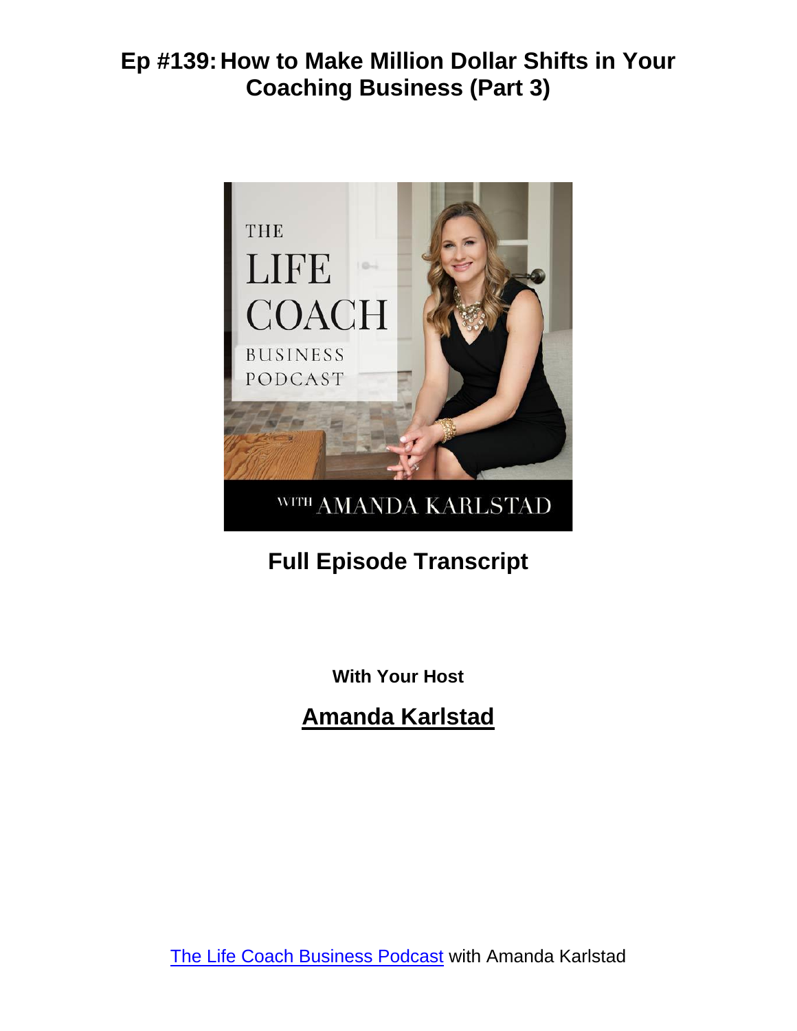# Ep #139: How to Make Million Dollar Shifts in Your Coaching Business (Part 3)

## Full Episode Transcript

**With Your Host**

## Amanda Karlstad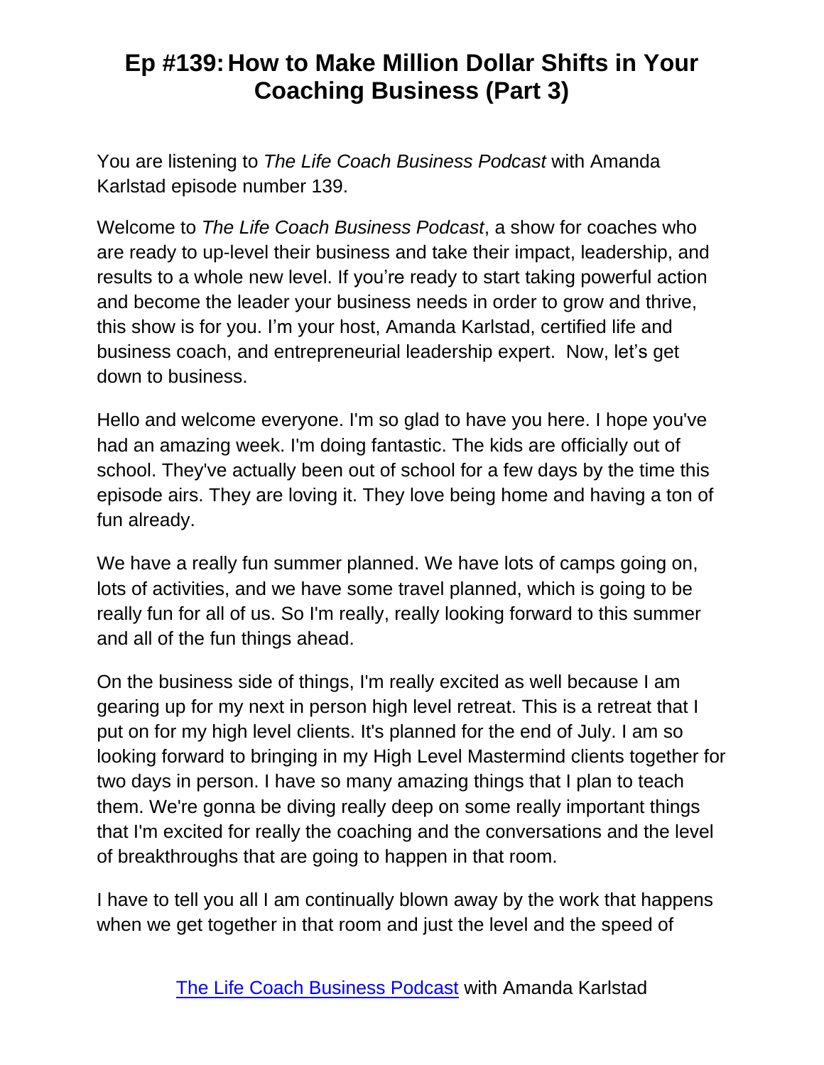# Ep #139: How to Make Million Dollar Shifts in Your Coaching Business (Part 3)

You are listening to *The Life Coach Business Podcast* with Amanda Karlstad episode number 139.

Welcome to *The Life Coach Business Podcast*, a show for coaches who are ready to up-level their business and take their impact, leadership, and results to a whole new level. If you're ready to start taking powerful action and become the leader your business needs in order to grow and thrive, this show is for you. I'm your host, Amanda Karlstad, certified life and business coach, and entrepreneurial leadership expert. Now, let's get down to business.

Hello and welcome everyone. I'm so glad to have you here. I hope you've had an amazing week. I'm doing fantastic. The kids are officially out of school. They've actually been out of school for a few days by the time this episode airs. They are loving it. They love being home and having a ton of fun already.

We have a really fun summer planned. We have lots of camps going on, lots of activities, and we have some travel planned, which is going to be really fun for all of us. So I'm really, really looking forward to this summer and all of the fun things ahead.

On the business side of things, I'm really excited as well because I am gearing up for my next in person high level retreat. This is a retreat that I put on for my high level clients. It's planned for the end of July. I am so looking forward to bringing in my High Level Mastermind clients together for two days in person. I have so many amazing things that I plan to teach them. We're gonna be diving really deep on some really important things that I'm excited for really the coaching and the conversations and the level of breakthroughs that are going to happen in that room.

I have to tell you all I am continually blown away by the work that happens when we get together in that room and just the level and the speed of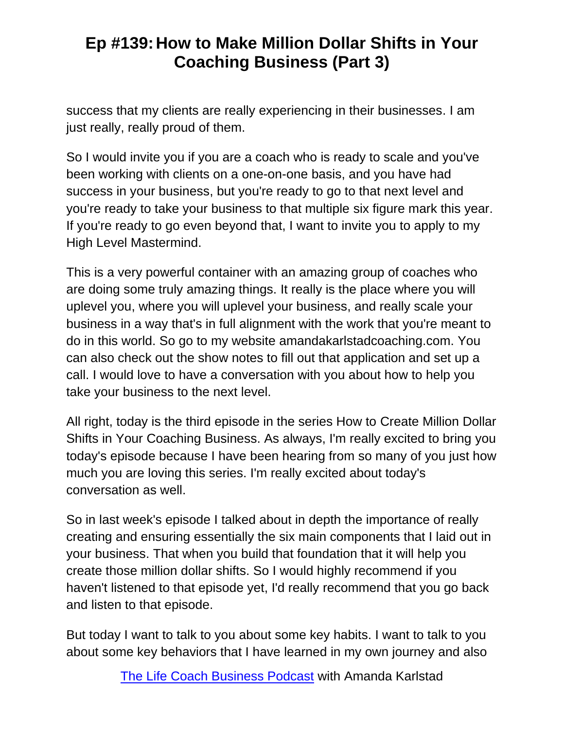success that my clients are really experiencing in their businesses. I am just really, really proud of them.

So I would invite you if you are a coach who is ready to scale and you've been working with clients on a one-on-one basis, and you have had success in your business, but you're ready to go to that next level and you're ready to take your business to that multiple six figure mark this year. If you're ready to go even beyond that, I want to invite you to apply to my High Level Mastermind.

This is a very powerful container with an amazing group of coaches who are doing some truly amazing things. It really is the place where you will uplevel you, where you will uplevel your business, and really scale your business in a way that's in full alignment with the work that you're meant to do in this world. So go to my website amandakarlstadcoaching.com. You can also check out the show notes to fill out that application and set up a call. I would love to have a conversation with you about how to help you take your business to the next level.

All right, today is the third episode in the series How to Create Million Dollar Shifts in Your Coaching Business. As always, I'm really excited to bring you today's episode because I have been hearing from so many of you just how much you are loving this series. I'm really excited about today's conversation as well.

So in last week's episode I talked about in depth the importance of really creating and ensuring essentially the six main components that I laid out in your business. That when you build that foundation that it will help you create those million dollar shifts. So I would highly recommend if you haven't listened to that episode yet, I'd really recommend that you go back and listen to that episode.

But today I want to talk to you about some key habits. I want to talk to you about some key behaviors that I have learned in my own journey and also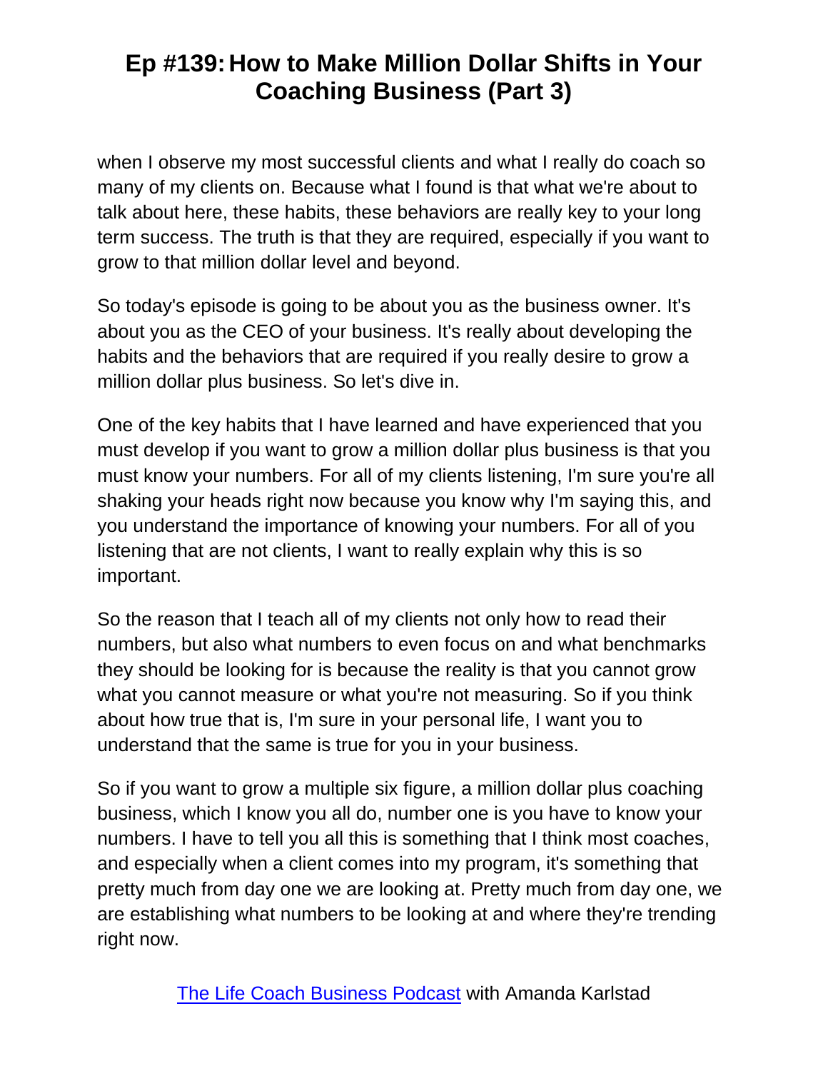when I observe my most successful clients and what I really do coach so many of my clients on. Because what I found is that what we're about to talk about here, these habits, these behaviors are really key to your long term success. The truth is that they are required, especially if you want to grow to that million dollar level and beyond.

So today's episode is going to be about you as the business owner. It's about you as the CEO of your business. It's really about developing the habits and the behaviors that are required if you really desire to grow a million dollar plus business. So let's dive in.

One of the key habits that I have learned and have experienced that you must develop if you want to grow a million dollar plus business is that you must know your numbers. For all of my clients listening, I'm sure you're all shaking your heads right now because you know why I'm saying this, and you understand the importance of knowing your numbers. For all of you listening that are not clients, I want to really explain why this is so important.

So the reason that I teach all of my clients not only how to read their numbers, but also what numbers to even focus on and what benchmarks they should be looking for is because the reality is that you cannot grow what you cannot measure or what you're not measuring. So if you think about how true that is, I'm sure in your personal life, I want you to understand that the same is true for you in your business.

So if you want to grow a multiple six figure, a million dollar plus coaching business, which I know you all do, number one is you have to know your numbers. I have to tell you all this is something that I think most coaches, and especially when a client comes into my program, it's something that pretty much from day one we are looking at. Pretty much from day one, we are establishing what numbers to be looking at and where they're trending right now.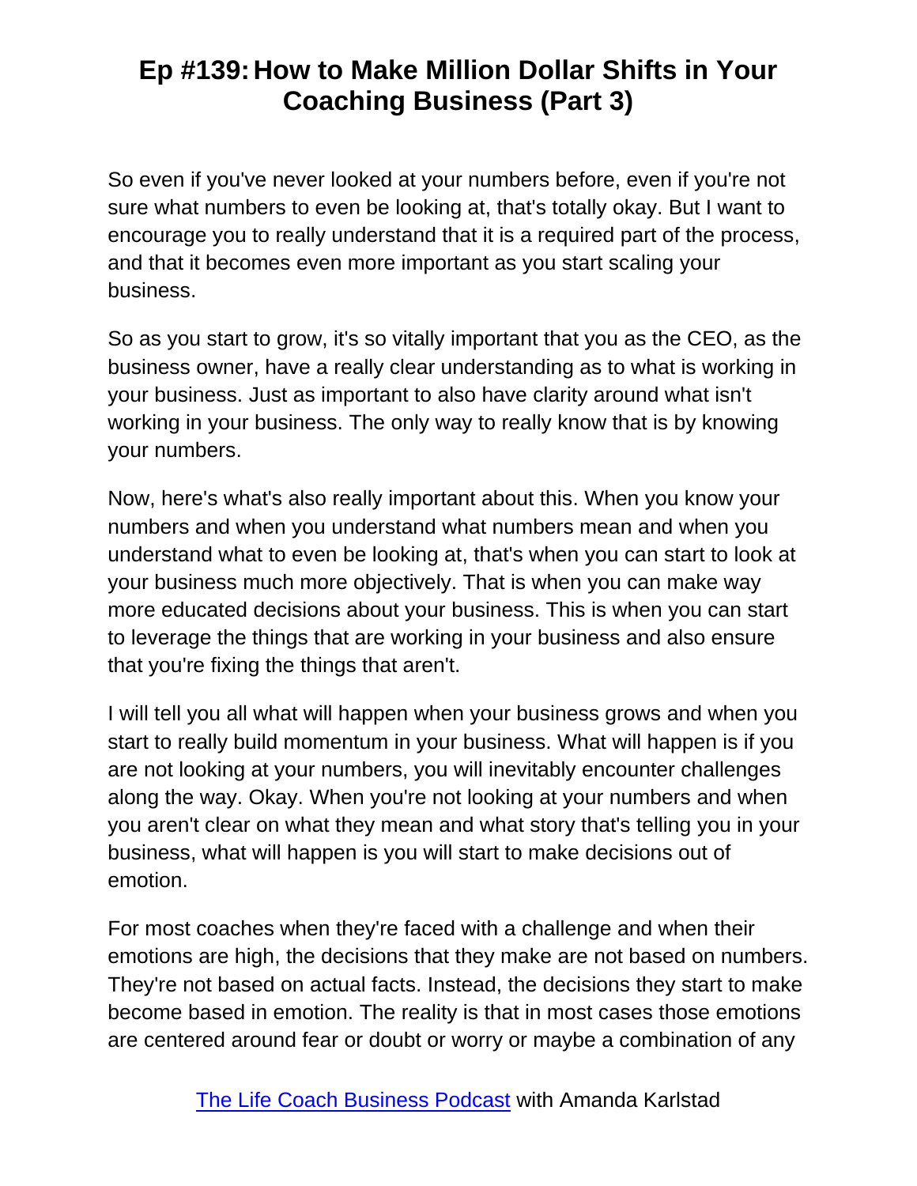So even if you've never looked at your numbers before, even if you're not sure what numbers to even be looking at, that's totally okay. But I want to encourage you to really understand that it is a required part of the process, and that it becomes even more important as you start scaling your business.

So as you start to grow, it's so vitally important that you as the CEO, as the business owner, have a really clear understanding as to what is working in your business. Just as important to also have clarity around what isn't working in your business. The only way to really know that is by knowing your numbers.

Now, here's what's also really important about this. When you know your numbers and when you understand what numbers mean and when you understand what to even be looking at, that's when you can start to look at your business much more objectively. That is when you can make way more educated decisions about your business. This is when you can start to leverage the things that are working in your business and also ensure that you're fixing the things that aren't.

I will tell you all what will happen when your business grows and when you start to really build momentum in your business. What will happen is if you are not looking at your numbers, you will inevitably encounter challenges along the way. Okay. When you're not looking at your numbers and when you aren't clear on what they mean and what story that's telling you in your business, what will happen is you will start to make decisions out of emotion.

For most coaches when they're faced with a challenge and when their emotions are high, the decisions that they make are not based on numbers. They're not based on actual facts. Instead, the decisions they start to make become based in emotion. The reality is that in most cases those emotions are centered around fear or doubt or worry or maybe a combination of any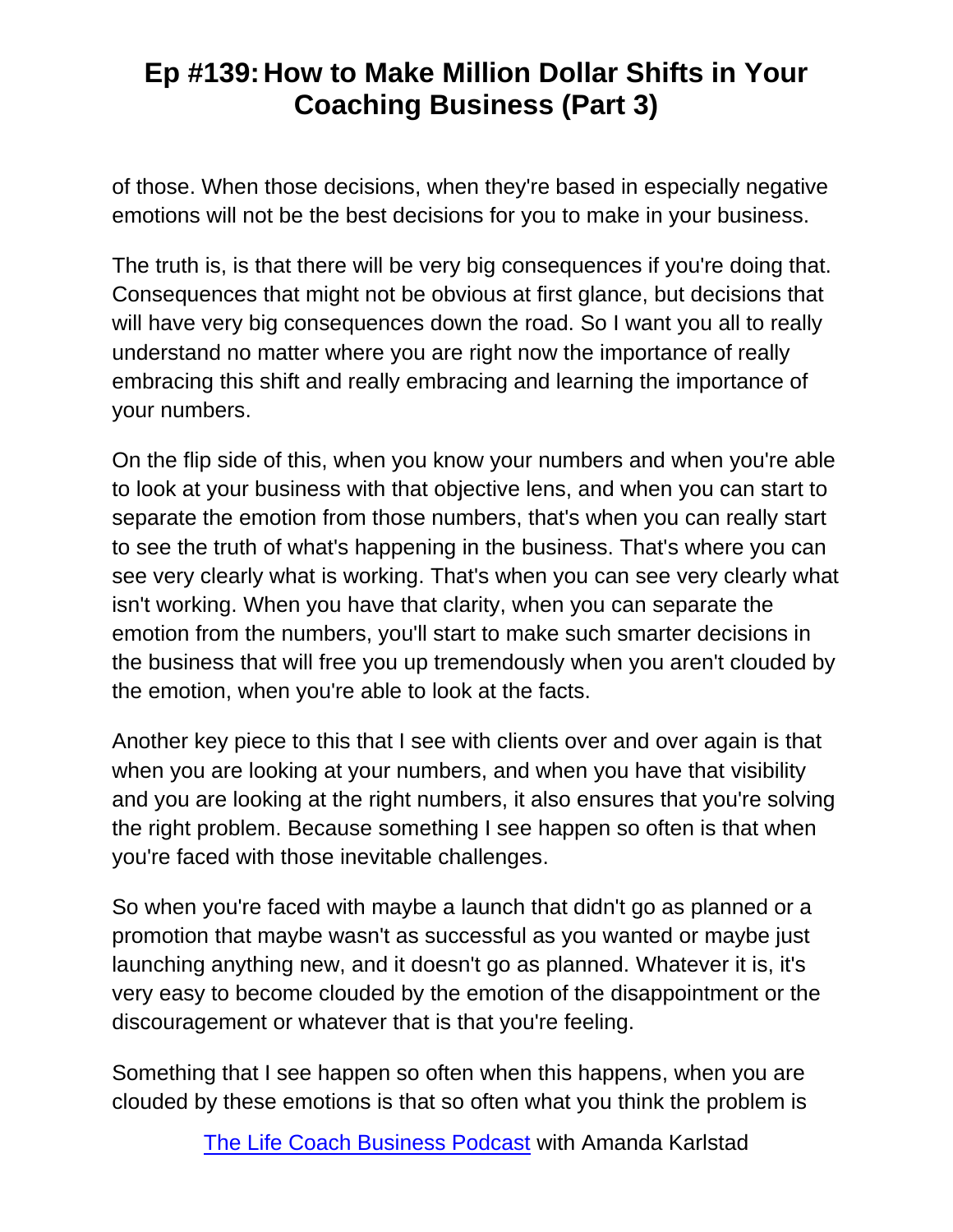of those. When those decisions, when they're based in especially negative emotions will not be the best decisions for you to make in your business.

The truth is, is that there will be very big consequences if you're doing that. Consequences that might not be obvious at first glance, but decisions that will have very big consequences down the road. So I want you all to really understand no matter where you are right now the importance of really embracing this shift and really embracing and learning the importance of your numbers.

On the flip side of this, when you know your numbers and when you're able to look at your business with that objective lens, and when you can start to separate the emotion from those numbers, that's when you can really start to see the truth of what's happening in the business. That's where you can see very clearly what is working. That's when you can see very clearly what isn't working. When you have that clarity, when you can separate the emotion from the numbers, you'll start to make such smarter decisions in the business that will free you up tremendously when you aren't clouded by the emotion, when you're able to look at the facts.

Another key piece to this that I see with clients over and over again is that when you are looking at your numbers, and when you have that visibility and you are looking at the right numbers, it also ensures that you're solving the right problem. Because something I see happen so often is that when you're faced with those inevitable challenges.

So when you're faced with maybe a launch that didn't go as planned or a promotion that maybe wasn't as successful as you wanted or maybe just launching anything new, and it doesn't go as planned. Whatever it is, it's very easy to become clouded by the emotion of the disappointment or the discouragement or whatever that is that you're feeling.

Something that I see happen so often when this happens, when you are clouded by these emotions is that so often what you think the problem is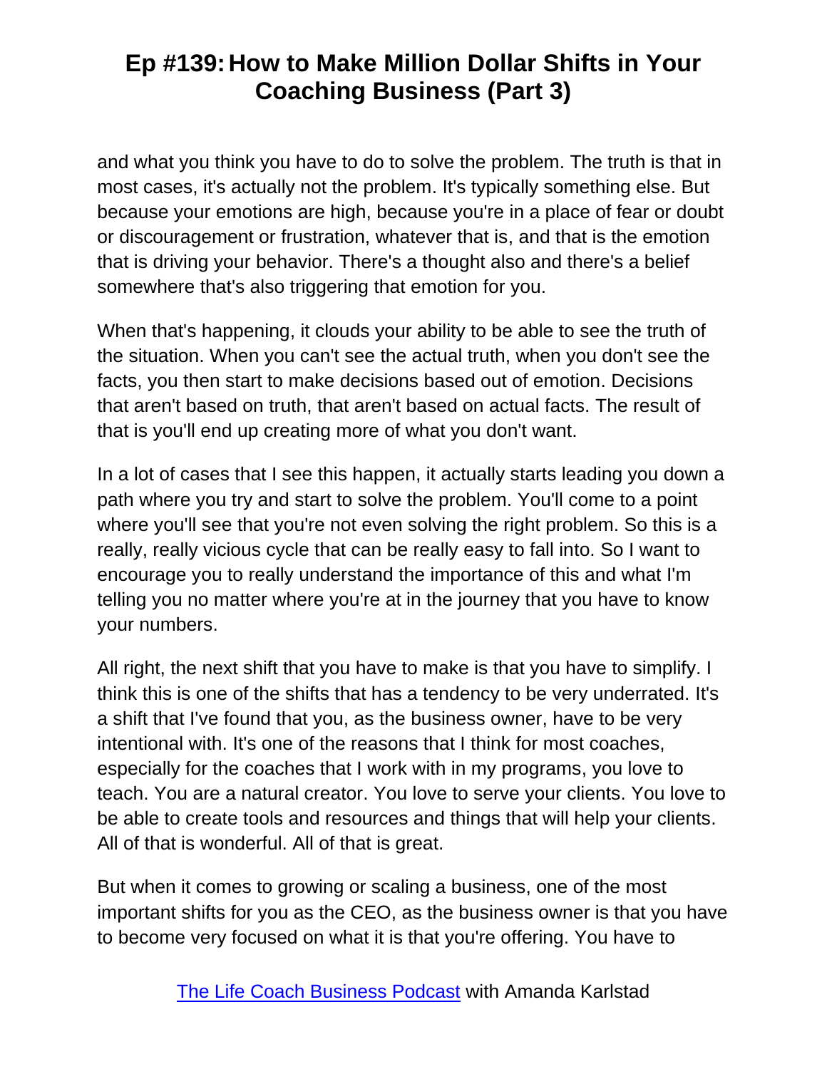and what you think you have to do to solve the problem. The truth is that in most cases, it's actually not the problem. It's typically something else. But because your emotions are high, because you're in a place of fear or doubt or discouragement or frustration, whatever that is, and that is the emotion that is driving your behavior. There's a thought also and there's a belief somewhere that's also triggering that emotion for you.

When that's happening, it clouds your ability to be able to see the truth of the situation. When you can't see the actual truth, when you don't see the facts, you then start to make decisions based out of emotion. Decisions that aren't based on truth, that aren't based on actual facts. The result of that is you'll end up creating more of what you don't want.

In a lot of cases that I see this happen, it actually starts leading you down a path where you try and start to solve the problem. You'll come to a point where you'll see that you're not even solving the right problem. So this is a really, really vicious cycle that can be really easy to fall into. So I want to encourage you to really understand the importance of this and what I'm telling you no matter where you're at in the journey that you have to know your numbers.

All right, the next shift that you have to make is that you have to simplify. I think this is one of the shifts that has a tendency to be very underrated. It's a shift that I've found that you, as the business owner, have to be very intentional with. It's one of the reasons that I think for most coaches, especially for the coaches that I work with in my programs, you love to teach. You are a natural creator. You love to serve your clients. You love to be able to create tools and resources and things that will help your clients. All of that is wonderful. All of that is great.

But when it comes to growing or scaling a business, one of the most important shifts for you as the CEO, as the business owner is that you have to become very focused on what it is that you're offering. You have to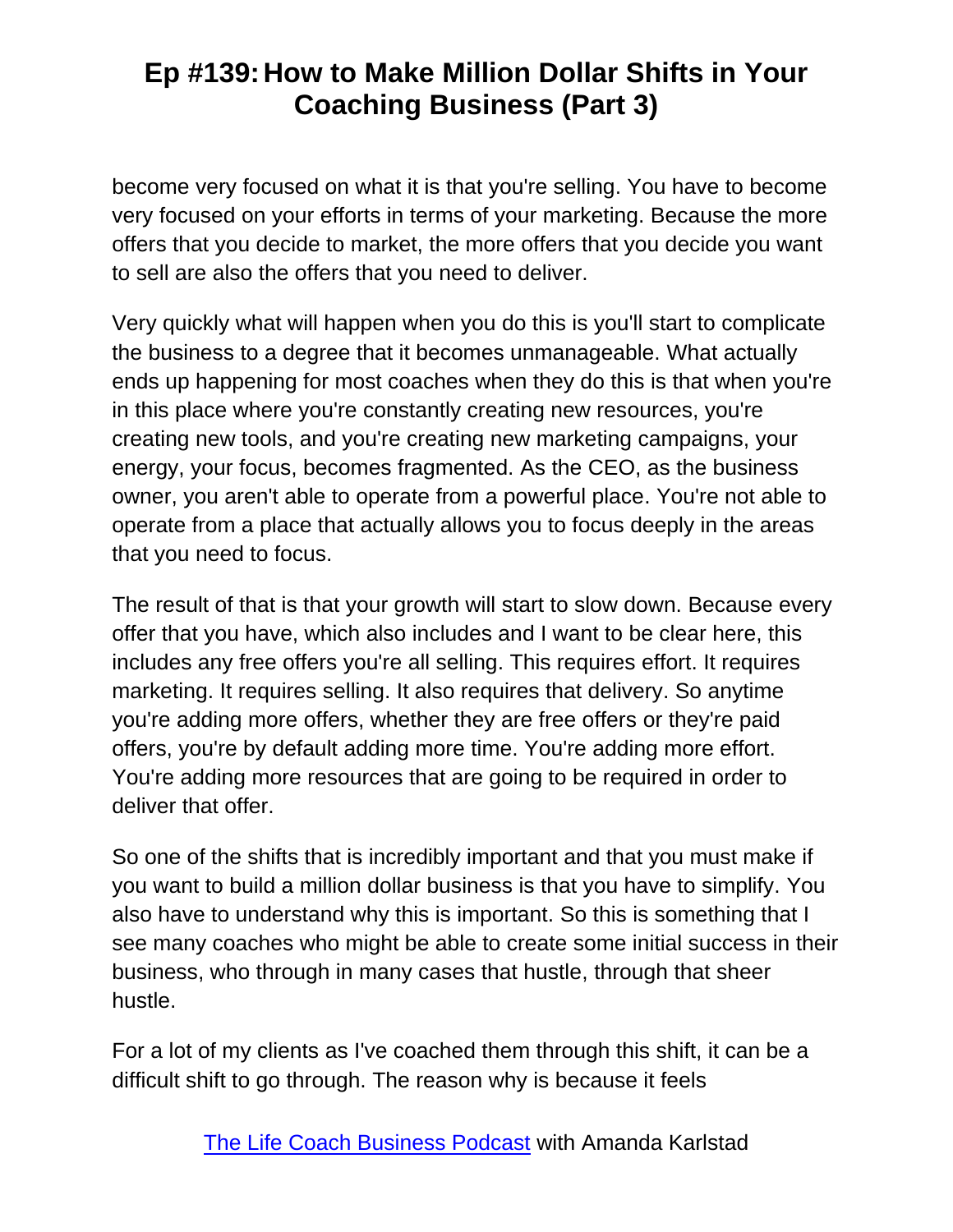become very focused on what it is that you're selling. You have to become very focused on your efforts in terms of your marketing. Because the more offers that you decide to market, the more offers that you decide you want to sell are also the offers that you need to deliver.

Very quickly what will happen when you do this is you'll start to complicate the business to a degree that it becomes unmanageable. What actually ends up happening for most coaches when they do this is that when you're in this place where you're constantly creating new resources, you're creating new tools, and you're creating new marketing campaigns, your energy, your focus, becomes fragmented. As the CEO, as the business owner, you aren't able to operate from a powerful place. You're not able to operate from a place that actually allows you to focus deeply in the areas that you need to focus.

The result of that is that your growth will start to slow down. Because every offer that you have, which also includes and I want to be clear here, this includes any free offers you're all selling. This requires effort. It requires marketing. It requires selling. It also requires that delivery. So anytime you're adding more offers, whether they are free offers or they're paid offers, you're by default adding more time. You're adding more effort. You're adding more resources that are going to be required in order to deliver that offer.

So one of the shifts that is incredibly important and that you must make if you want to build a million dollar business is that you have to simplify. You also have to understand why this is important. So this is something that I see many coaches who might be able to create some initial success in their business, who through in many cases that hustle, through that sheer hustle.

For a lot of my clients as I've coached them through this shift, it can be a difficult shift to go through. The reason why is because it feels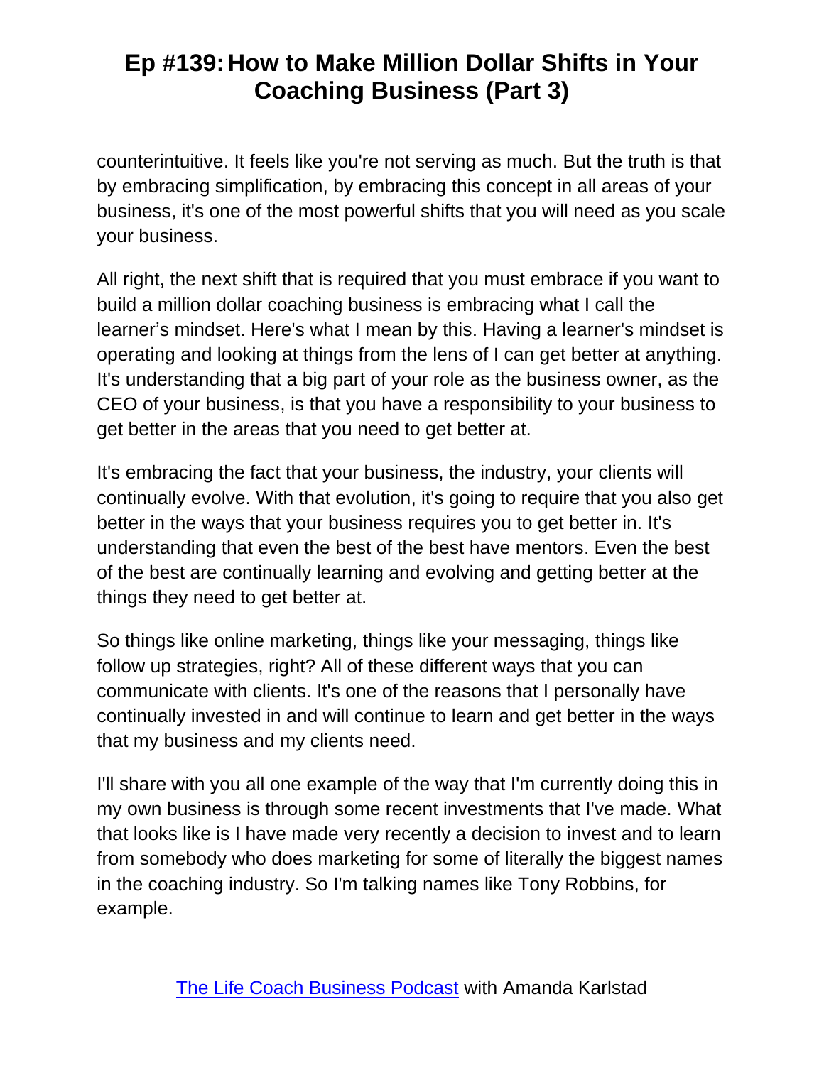counterintuitive. It feels like you're not serving as much. But the truth is that by embracing simplification, by embracing this concept in all areas of your business, it's one of the most powerful shifts that you will need as you scale your business.

All right, the next shift that is required that you must embrace if you want to build a million dollar coaching business is embracing what I call the learner's mindset. Here's what I mean by this. Having a learner's mindset is operating and looking at things from the lens of I can get better at anything. It's understanding that a big part of your role as the business owner, as the CEO of your business, is that you have a responsibility to your business to get better in the areas that you need to get better at.

It's embracing the fact that your business, the industry, your clients will continually evolve. With that evolution, it's going to require that you also get better in the ways that your business requires you to get better in. It's understanding that even the best of the best have mentors. Even the best of the best are continually learning and evolving and getting better at the things they need to get better at.

So things like online marketing, things like your messaging, things like follow up strategies, right? All of these different ways that you can communicate with clients. It's one of the reasons that I personally have continually invested in and will continue to learn and get better in the ways that my business and my clients need.

I'll share with you all one example of the way that I'm currently doing this in my own business is through some recent investments that I've made. What that looks like is I have made very recently a decision to invest and to learn from somebody who does marketing for some of literally the biggest names in the coaching industry. So I'm talking names like Tony Robbins, for example.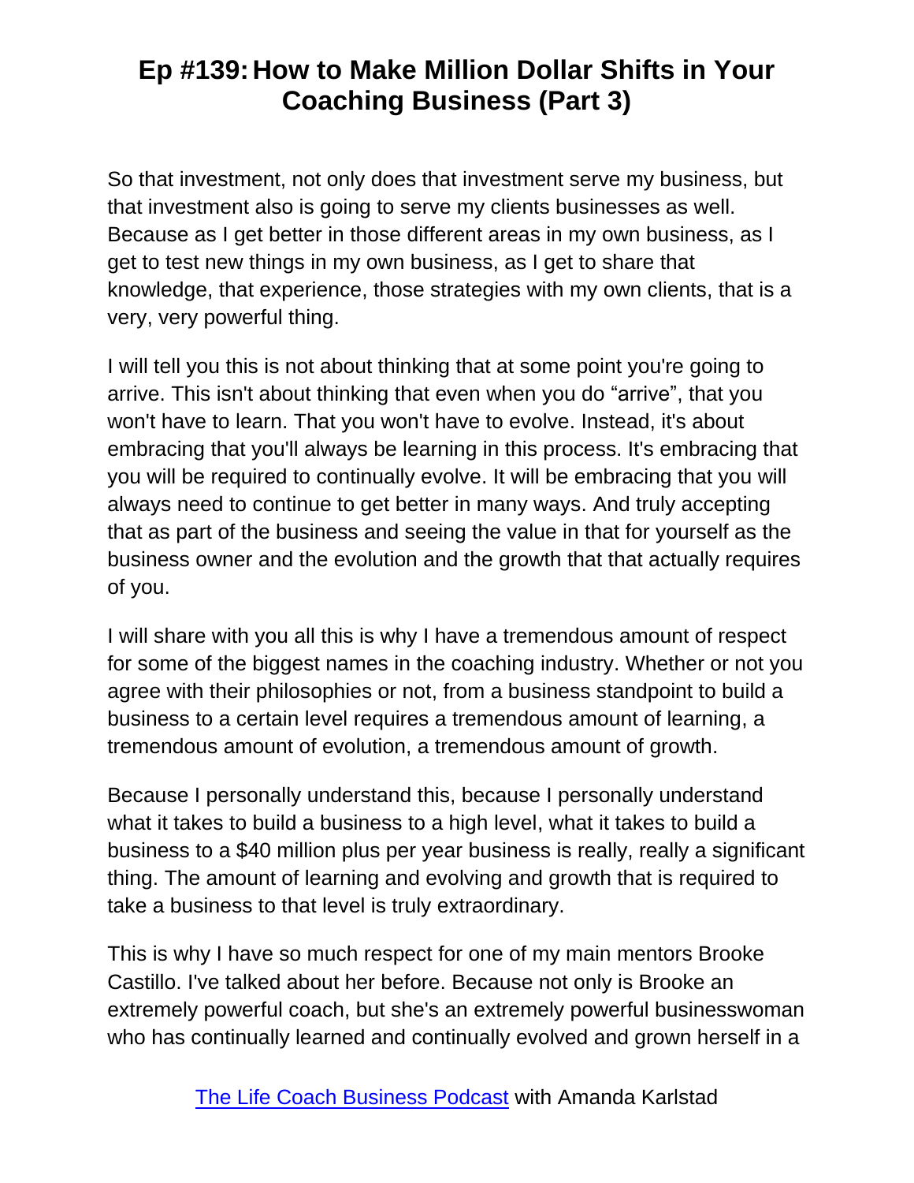So that investment, not only does that investment serve my business, but that investment also is going to serve my clients businesses as well. Because as I get better in those different areas in my own business, as I get to test new things in my own business, as I get to share that knowledge, that experience, those strategies with my own clients, that is a very, very powerful thing.

I will tell you this is not about thinking that at some point you're going to arrive. This isn't about thinking that even when you do “arrive”, that you won't have to learn. That you won't have to evolve. Instead, it's about embracing that you'll always be learning in this process. It's embracing that you will be required to continually evolve. It will be embracing that you will always need to continue to get better in many ways. And truly accepting that as part of the business and seeing the value in that for yourself as the business owner and the evolution and the growth that that actually requires of you.

I will share with you all this is why I have a tremendous amount of respect for some of the biggest names in the coaching industry. Whether or not you agree with their philosophies or not, from a business standpoint to build a business to a certain level requires a tremendous amount of learning, a tremendous amount of evolution, a tremendous amount of growth.

Because I personally understand this, because I personally understand what it takes to build a business to a high level, what it takes to build a business to a $40 million plus per year business is really, really a significant thing. The amount of learning and evolving and growth that is required to take a business to that level is truly extraordinary.

This is why I have so much respect for one of my main mentors Brooke Castillo. I've talked about her before. Because not only is Brooke an extremely powerful coach, but she's an extremely powerful businesswoman who has continually learned and continually evolved and grown herself in a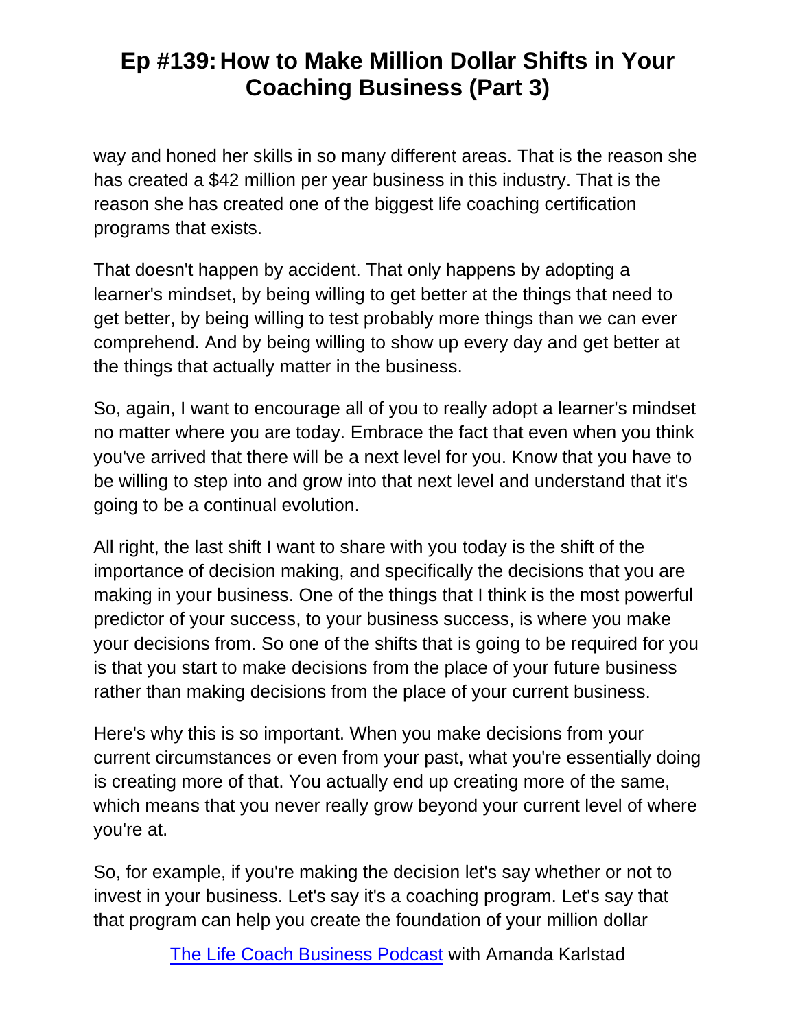way and honed her skills in so many different areas. That is the reason she has created a $42 million per year business in this industry. That is the reason she has created one of the biggest life coaching certification programs that exists.

That doesn't happen by accident. That only happens by adopting a learner's mindset, by being willing to get better at the things that need to get better, by being willing to test probably more things than we can ever comprehend. And by being willing to show up every day and get better at the things that actually matter in the business.

So, again, I want to encourage all of you to really adopt a learner's mindset no matter where you are today. Embrace the fact that even when you think you've arrived that there will be a next level for you. Know that you have to be willing to step into and grow into that next level and understand that it's going to be a continual evolution.

All right, the last shift I want to share with you today is the shift of the importance of decision making, and specifically the decisions that you are making in your business. One of the things that I think is the most powerful predictor of your success, to your business success, is where you make your decisions from. So one of the shifts that is going to be required for you is that you start to make decisions from the place of your future business rather than making decisions from the place of your current business.

Here's why this is so important. When you make decisions from your current circumstances or even from your past, what you're essentially doing is creating more of that. You actually end up creating more of the same, which means that you never really grow beyond your current level of where you're at.

So, for example, if you're making the decision let's say whether or not to invest in your business. Let's say it's a coaching program. Let's say that that program can help you create the foundation of your million dollar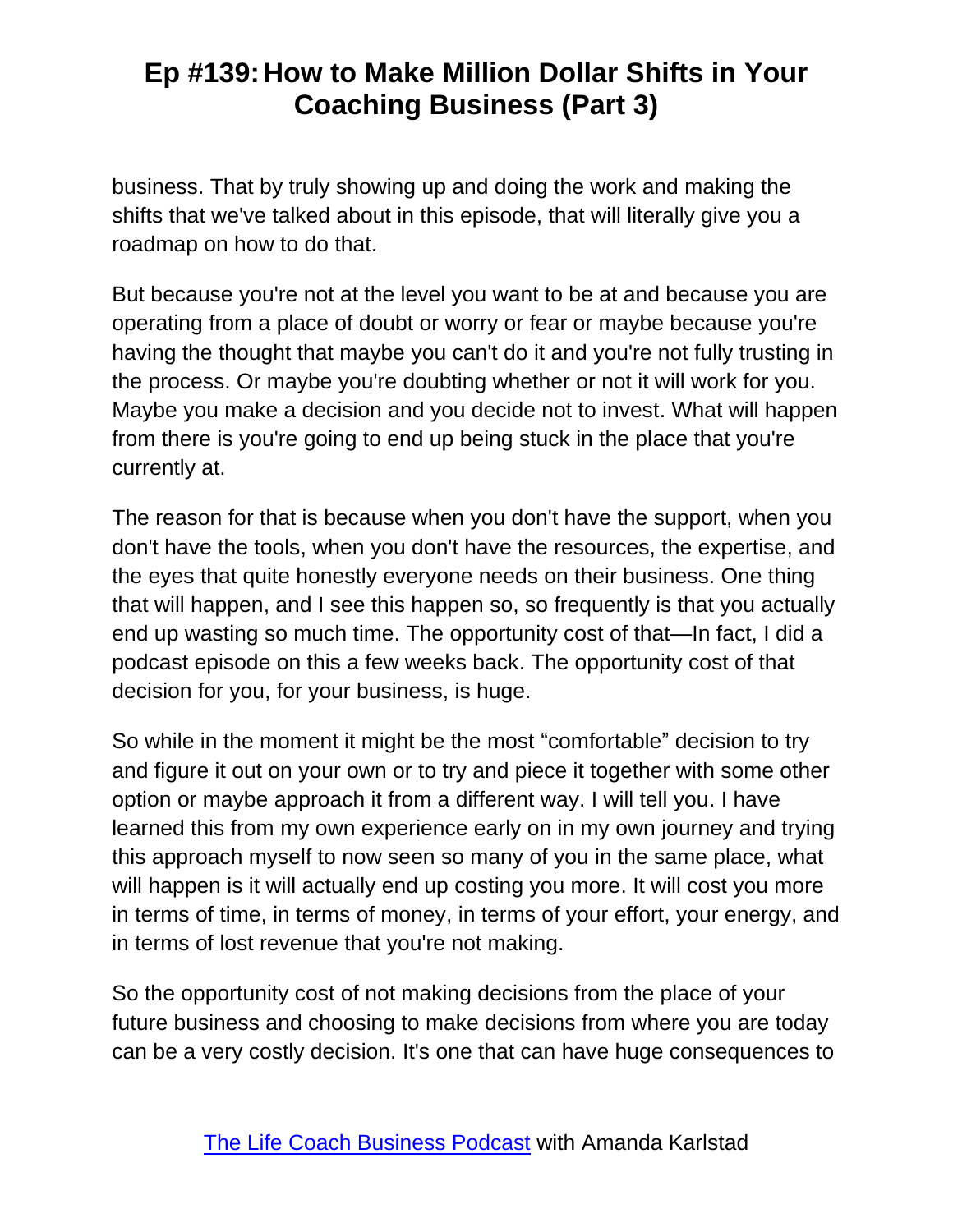business. That by truly showing up and doing the work and making the shifts that we've talked about in this episode, that will literally give you a roadmap on how to do that.

But because you're not at the level you want to be at and because you are operating from a place of doubt or worry or fear or maybe because you're having the thought that maybe you can't do it and you're not fully trusting in the process. Or maybe you're doubting whether or not it will work for you. Maybe you make a decision and you decide not to invest. What will happen from there is you're going to end up being stuck in the place that you're currently at.

The reason for that is because when you don't have the support, when you don't have the tools, when you don't have the resources, the expertise, and the eyes that quite honestly everyone needs on their business. One thing that will happen, and I see this happen so, so frequently is that you actually end up wasting so much time. The opportunity cost of that—In fact, I did a podcast episode on this a few weeks back. The opportunity cost of that decision for you, for your business, is huge.

So while in the moment it might be the most "comfortable" decision to try and figure it out on your own or to try and piece it together with some other option or maybe approach it from a different way. I will tell you. I have learned this from my own experience early on in my own journey and trying this approach myself to now seen so many of you in the same place, what will happen is it will actually end up costing you more. It will cost you more in terms of time, in terms of money, in terms of your effort, your energy, and in terms of lost revenue that you're not making.

So the opportunity cost of not making decisions from the place of your future business and choosing to make decisions from where you are today can be a very costly decision. It's one that can have huge consequences to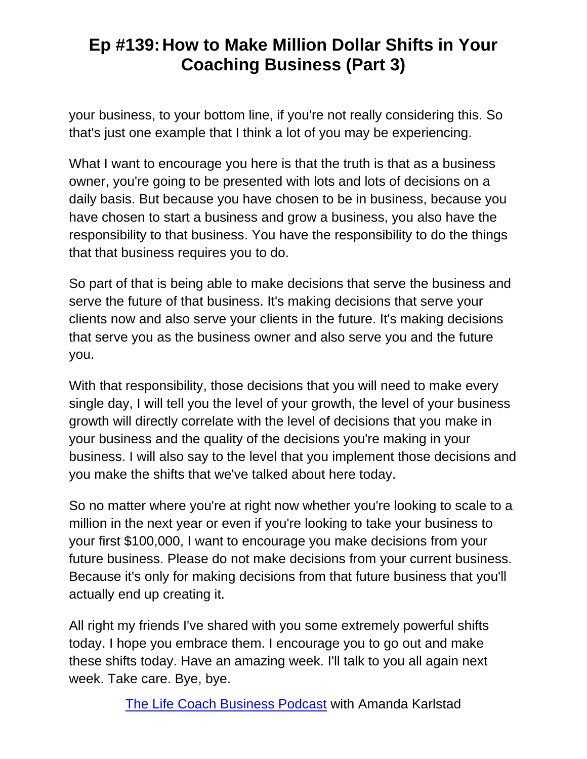your business, to your bottom line, if you're not really considering this. So that's just one example that I think a lot of you may be experiencing.

What I want to encourage you here is that the truth is that as a business owner, you're going to be presented with lots and lots of decisions on a daily basis. But because you have chosen to be in business, because you have chosen to start a business and grow a business, you also have the responsibility to that business. You have the responsibility to do the things that that business requires you to do.

So part of that is being able to make decisions that serve the business and serve the future of that business. It's making decisions that serve your clients now and also serve your clients in the future. It's making decisions that serve you as the business owner and also serve you and the future you.

With that responsibility, those decisions that you will need to make every single day, I will tell you the level of your growth, the level of your business growth will directly correlate with the level of decisions that you make in your business and the quality of the decisions you're making in your business. I will also say to the level that you implement those decisions and you make the shifts that we've talked about here today.

So no matter where you're at right now whether you're looking to scale to a million in the next year or even if you're looking to take your business to your first $100,000, I want to encourage you make decisions from your future business. Please do not make decisions from your current business. Because it's only for making decisions from that future business that you'll actually end up creating it.

All right my friends I've shared with you some extremely powerful shifts today. I hope you embrace them. I encourage you to go out and make these shifts today. Have an amazing week. I'll talk to you all again next week. Take care. Bye, bye.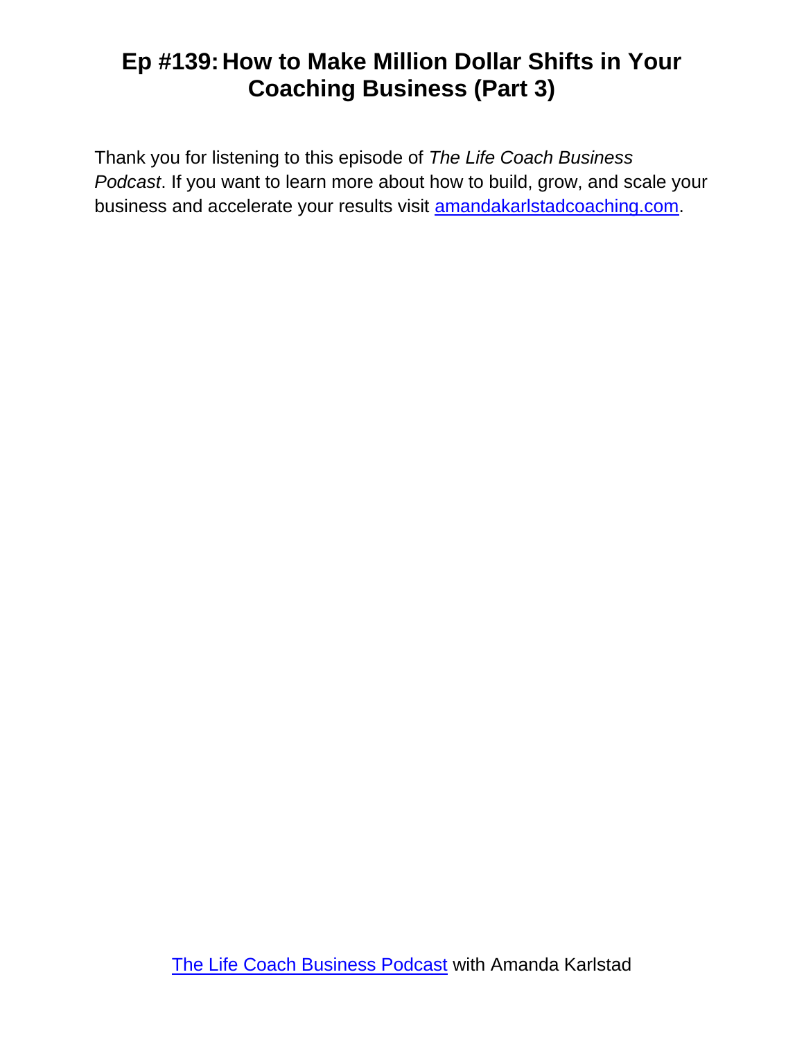# Ep #139: How to Make Million Dollar Shifts in Your Coaching Business (Part 3)

Thank you for listening to this episode of *The Life Coach Business Podcast*. If you want to learn more about how to build, grow, and scale your business and accelerate your results visit [amandakarlstadcoaching.com](https://amandakarlstadcoaching.com).